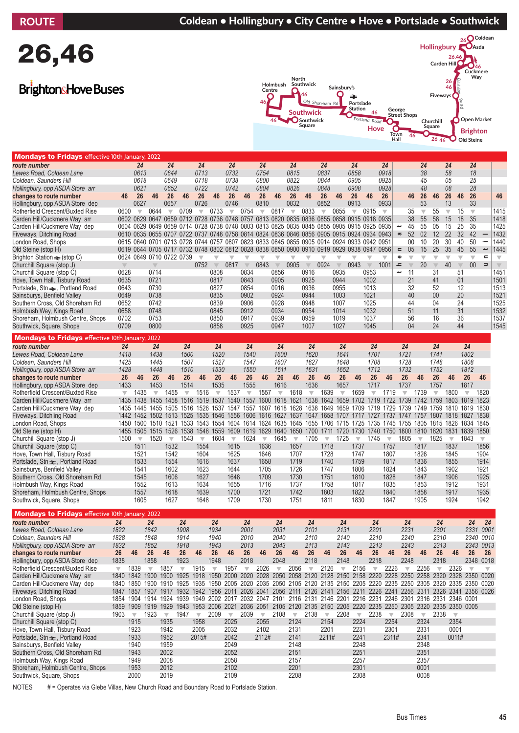# ROUTE 26,46

## Coldean • Hollingbury • City Centre • Hove • Portslade • Southwick

**Brighton & Hove Buses**

### Mondays to Fridays effective 10th January, 2022

| route number | | 24 | | 24 | | 24 | | 24 | | 24 | | 24 | | 24 | | 24 | | 24 | | | 24 | | 24 | | 24 | | |
|---|---|---|---|---|---|---|---|---|---|---|---|---|---|---|---|---|---|---|---|---|---|---|---|---|---|---|---|
| Lewes Road, Coldean Lane | | 0613 | | 0644 | | 0713 | | 0732 | | 0754 | | 0815 | | 0837 | | 0858 | | 0918 | | | 38 | | 58 | | 18 | | |
| Coldean, Saunders Hill | | 0618 | | 0649 | | 0718 | | 0738 | | 0800 | | 0822 | | 0844 | | 0905 | | 0925 | | | 45 | | 05 | | 25 | | |
| Hollingbury, opp ASDA Store arr | | 0621 | | 0652 | | 0722 | | 0742 | | 0804 | | 0826 | | 0848 | | 0908 | | 0928 | | | 48 | | 08 | | 28 | | |
| changes to route number | 46 | 26 | 46 | 26 | 46 | 26 | 46 | 26 | 46 | 26 | 46 | 26 | 46 | 26 | 46 | 26 | 46 | 26 | then at these mins past each hour | 46 | 26 | 46 | 26 | 46 | 26 | until | 46 |
| Hollingbury, opp ASDA Store dep | | 0627 | | 0657 | | 0726 | | 0746 | | 0810 | | 0832 | | 0852 | | 0913 | | 0933 | | | 53 | | 13 | | 33 | | |
| Rotherfield Crescent/Buxted Rise | 0600 | ▼ | 0644 | ▼ | 0709 | ▼ | 0733 | ▼ | 0754 | ▼ | 0817 | ▼ | 0833 | ▼ | 0855 | ▼ | 0915 | ▼ | | 35 | ▼ | 55 | ▼ | 15 | ▼ | | 1415 |
| Carden Hill/Cuckmere Way arr | 0602 | 0629 | 0647 | 0659 | 0712 | 0728 | 0736 | 0748 | 0757 | 0813 | 0820 | 0835 | 0836 | 0855 | 0858 | 0915 | 0918 | 0935 | | 38 | 55 | 58 | 15 | 18 | 35 | | 1418 |
| Carden Hill/Cuckmere Way dep | 0604 | 0629 | 0649 | 0659 | 0714 | 0728 | 0738 | 0748 | 0803 | 0813 | 0825 | 0835 | 0845 | 0855 | 0905 | 0915 | 0925 | 0935 | | 45 | 55 | 05 | 15 | 25 | 35 | | 1425 |
| Fiveways, Ditchling Road | 0610 | 0635 | 0655 | 0707 | 0722 | 0737 | 0748 | 0758 | 0814 | 0824 | 0836 | 0846 | 0856 | 0905 | 0915 | 0924 | 0934 | 0943 | | 52 | 02 | 12 | 22 | 32 | 42 | | 1432 |
| London Road, Shops | 0615 | 0640 | 0701 | 0713 | 0728 | 0744 | 0757 | 0807 | 0823 | 0833 | 0845 | 0855 | 0905 | 0914 | 0924 | 0933 | 0942 | 0951 | | 00 | 10 | 20 | 30 | 40 | 50 | | 1440 |
| Old Steine (stop H) | 0619 | 0644 | 0705 | 0717 | 0732 | 0748 | 0802 | 0812 | 0828 | 0838 | 0850 | 0900 | 0910 | 0919 | 0929 | 0938 | 0947 | 0956 | | 05 | 15 | 25 | 35 | 45 | 55 | | 1445 |
| Brighton Station (stop C) | 0624 | 0649 | 0710 | 0722 | 0739 | ▼ | ▼ | ▼ | ▼ | ▼ | ▼ | ▼ | ▼ | ▼ | ▼ | ▼ | ▼ | ▼ | | | | | | | | | |
| Churchill Square (stop J) | ▼ | | ▼ | | | 0752 | ▼ | 0817 | ▼ | 0843 | ▼ | 0905 | ▼ | 0924 | ▼ | 0943 | ▼ | 1001 | | ▼ | 20 | ▼ | 40 | ▼ | 00 | | ▼ |
| Churchill Square (stop C) | 0628 | | 0714 | | | | 0808 | | 0834 | | 0856 | | 0916 | | 0935 | | 0953 | | | 11 | | 31 | | 51 | | | 1451 |
| Hove, Town Hall, Tisbury Road | 0635 | | 0721 | | | | 0817 | | 0843 | | 0905 | | 0925 | | 0944 | | 1002 | | | 21 | | 41 | | 01 | | | 1501 |
| Portslade, Stn ⇌, Portland Road | 0643 | | 0730 | | | | 0827 | | 0854 | | 0916 | | 0936 | | 0955 | | 1013 | | | 32 | | 52 | | 12 | | | 1513 |
| Sainsburys, Benfield Valley | 0649 | | 0738 | | | | 0835 | | 0902 | | 0924 | | 0944 | | 1003 | | 1021 | | | 40 | | 00 | | 20 | | | 1521 |
| Southern Cross, Old Shoreham Rd | 0652 | | 0742 | | | | 0839 | | 0906 | | 0928 | | 0948 | | 1007 | | 1025 | | | 44 | | 04 | | 24 | | | 1525 |
| Holmbush Way, Kings Road | 0658 | | 0748 | | | | 0845 | | 0912 | | 0934 | | 0954 | | 1014 | | 1032 | | | 51 | | 11 | | 31 | | | 1532 |
| Shoreham, Holmbush Centre, Shops | 0702 | | 0753 | | | | 0850 | | 0917 | | 0939 | | 0959 | | 1019 | | 1037 | | | 56 | | 16 | | 36 | | | 1537 |
| Southwick, Square, Shops | 0709 | | 0800 | | | | 0858 | | 0925 | | 0947 | | 1007 | | 1027 | | 1045 | | | 04 | | 24 | | 44 | | | 1545 |

### Mondays to Fridays effective 10th January, 2022

| route number | 24 | | 24 | | 24 | | 24 | | 24 | | 24 | | 24 | | 24 | | 24 | | 24 | | 24 | | 24 | |
|---|---|---|---|---|---|---|---|---|---|---|---|---|---|---|---|---|---|---|---|---|---|---|---|---|
| Lewes Road, Coldean Lane | 1418 | | 1438 | | 1500 | | 1520 | | 1540 | | 1600 | | 1620 | | 1641 | | 1701 | | 1721 | | 1741 | | 1802 | |
| Coldean, Saunders Hill | 1425 | | 1445 | | 1507 | | 1527 | | 1547 | | 1607 | | 1627 | | 1648 | | 1708 | | 1728 | | 1748 | | 1808 | |
| Hollingbury, opp ASDA Store arr | 1428 | | 1448 | | 1510 | | 1530 | | 1550 | | 1611 | | 1631 | | 1652 | | 1712 | | 1732 | | 1752 | | 1812 | |
| changes to route number | 26 | 46 | 26 | 46 | 26 | 46 | 26 | 46 | 26 | 46 | 26 | 46 | 26 | 46 | 26 | 46 | 26 | 46 | 26 | 46 | 26 | 46 | 26 | 46 |
| Hollingbury, opp ASDA Store dep | 1433 | | 1453 | | 1514 | | 1535 | | 1555 | | 1616 | | 1636 | | 1657 | | 1717 | | 1737 | | 1757 | | 1817 | |
| Rotherfield Crescent/Buxted Rise | ▼ | 1435 | ▼ | 1455 | ▼ | 1516 | ▼ | 1537 | ▼ | 1557 | ▼ | 1618 | ▼ | 1639 | ▼ | 1659 | ▼ | 1719 | ▼ | 1739 | ▼ | 1800 | ▼ | 1820 |
| Carden Hill/Cuckmere Way arr | 1435 | 1438 | 1455 | 1458 | 1516 | 1519 | 1537 | 1540 | 1557 | 1600 | 1618 | 1621 | 1638 | 1642 | 1659 | 1702 | 1719 | 1722 | 1739 | 1742 | 1759 | 1803 | 1819 | 1823 |
| Carden Hill/Cuckmere Way dep | 1435 | 1445 | 1455 | 1505 | 1516 | 1526 | 1537 | 1547 | 1557 | 1607 | 1618 | 1628 | 1638 | 1649 | 1659 | 1709 | 1719 | 1729 | 1739 | 1749 | 1759 | 1810 | 1819 | 1830 |
| Fiveways, Ditchling Road | 1442 | 1452 | 1502 | 1513 | 1525 | 1535 | 1546 | 1556 | 1606 | 1616 | 1627 | 1637 | 1647 | 1658 | 1707 | 1717 | 1727 | 1737 | 1747 | 1757 | 1807 | 1818 | 1827 | 1838 |
| London Road, Shops | 1450 | 1500 | 1510 | 1521 | 1533 | 1543 | 1554 | 1604 | 1614 | 1624 | 1635 | 1645 | 1655 | 1706 | 1715 | 1725 | 1735 | 1745 | 1755 | 1805 | 1815 | 1826 | 1834 | 1845 |
| Old Steine (stop H) | 1455 | 1505 | 1515 | 1526 | 1538 | 1548 | 1559 | 1609 | 1619 | 1629 | 1640 | 1650 | 1700 | 1711 | 1720 | 1730 | 1740 | 1750 | 1800 | 1810 | 1820 | 1831 | 1839 | 1850 |
| Churchill Square (stop J) | 1500 | ▼ | 1520 | ▼ | 1543 | ▼ | 1604 | ▼ | 1624 | ▼ | 1645 | ▼ | 1705 | ▼ | 1725 | ▼ | 1745 | ▼ | 1805 | ▼ | 1825 | ▼ | 1843 | ▼ |
| Churchill Square (stop C) | | 1511 | | 1532 | | 1554 | | 1615 | | 1636 | | 1657 | | 1718 | | 1737 | | 1757 | | 1817 | | 1837 | | 1856 |
| Hove, Town Hall, Tisbury Road | | 1521 | | 1542 | | 1604 | | 1625 | | 1646 | | 1707 | | 1728 | | 1747 | | 1807 | | 1826 | | 1845 | | 1904 |
| Portslade, Stn ⇌, Portland Road | | 1533 | | 1554 | | 1616 | | 1637 | | 1658 | | 1719 | | 1740 | | 1759 | | 1817 | | 1836 | | 1855 | | 1914 |
| Sainsburys, Benfield Valley | | 1541 | | 1602 | | 1623 | | 1644 | | 1705 | | 1726 | | 1747 | | 1806 | | 1824 | | 1843 | | 1902 | | 1921 |
| Southern Cross, Old Shoreham Rd | | 1545 | | 1606 | | 1627 | | 1648 | | 1709 | | 1730 | | 1751 | | 1810 | | 1828 | | 1847 | | 1906 | | 1925 |
| Holmbush Way, Kings Road | | 1552 | | 1613 | | 1634 | | 1655 | | 1716 | | 1737 | | 1758 | | 1817 | | 1835 | | 1853 | | 1912 | | 1931 |
| Shoreham, Holmbush Centre, Shops | | 1557 | | 1618 | | 1639 | | 1700 | | 1721 | | 1742 | | 1803 | | 1822 | | 1840 | | 1858 | | 1917 | | 1935 |
| Southwick, Square, Shops | | 1605 | | 1627 | | 1648 | | 1709 | | 1730 | | 1751 | | 1811 | | 1830 | | 1847 | | 1905 | | 1924 | | 1942 |

### Mondays to Fridays effective 10th January, 2022

| route number | 24 | | 24 | | 24 | | 24 | | 24 | | 24 | | 24 | | 24 | | 24 | | 24 | | 24 | | 24 | 24 |
|---|---|---|---|---|---|---|---|---|---|---|---|---|---|---|---|---|---|---|---|---|---|---|---|---|
| Lewes Road, Coldean Lane | 1822 | | 1842 | | 1908 | | 1934 | | 2001 | | 2031 | | 2101 | | 2131 | | 2201 | | 2231 | | 2301 | | 2331 | 0001 |
| Coldean, Saunders Hill | 1828 | | 1848 | | 1914 | | 1940 | | 2010 | | 2040 | | 2110 | | 2140 | | 2210 | | 2240 | | 2310 | | 2340 | 0010 |
| Hollingbury, opp ASDA Store arr | 1832 | | 1852 | | 1918 | | 1943 | | 2013 | | 2043 | | 2113 | | 2143 | | 2213 | | 2243 | | 2313 | | 2343 | 0013 |
| changes to route number | 26 | 46 | 26 | 46 | 26 | 46 | 26 | 46 | 26 | 46 | 26 | 46 | 26 | 46 | 26 | 46 | 26 | 46 | 26 | 46 | 26 | 46 | 26 | 26 |
| Hollingbury, opp ASDA Store dep | 1838 | | 1858 | | 1923 | | 1948 | | 2018 | | 2048 | | 2118 | | 2148 | | 2218 | | 2248 | | 2318 | | 2348 | 0018 |
| Rotherfield Crescent/Buxted Rise | ▼ | 1839 | ▼ | 1857 | ▼ | 1915 | ▼ | 1957 | ▼ | 2026 | ▼ | 2056 | ▼ | 2126 | ▼ | 2156 | ▼ | 2226 | ▼ | 2256 | ▼ | 2326 | ▼ | ▼ |
| Carden Hill/Cuckmere Way arr | 1840 | 1842 | 1900 | 1900 | 1925 | 1918 | 1950 | 2000 | 2020 | 2028 | 2050 | 2058 | 2120 | 2128 | 2150 | 2158 | 2220 | 2228 | 2250 | 2258 | 2320 | 2328 | 2350 | 0020 |
| Carden Hill/Cuckmere Way dep | 1840 | 1850 | 1900 | 1910 | 1925 | 1935 | 1950 | 2005 | 2020 | 2035 | 2050 | 2105 | 2120 | 2135 | 2150 | 2205 | 2220 | 2235 | 2250 | 2305 | 2320 | 2335 | 2350 | 0020 |
| Fiveways, Ditchling Road | 1847 | 1857 | 1907 | 1917 | 1932 | 1942 | 1956 | 2011 | 2026 | 2041 | 2056 | 2111 | 2126 | 2141 | 2156 | 2211 | 2226 | 2241 | 2256 | 2311 | 2326 | 2341 | 2356 | 0026 |
| London Road, Shops | 1854 | 1904 | 1914 | 1924 | 1939 | 1949 | 2002 | 2017 | 2032 | 2047 | 2101 | 2116 | 2131 | 2146 | 2201 | 2216 | 2231 | 2246 | 2301 | 2316 | 2331 | 2346 | 0001 | |
| Old Steine (stop H) | 1859 | 1909 | 1919 | 1929 | 1943 | 1953 | 2006 | 2021 | 2036 | 2051 | 2105 | 2120 | 2135 | 2150 | 2205 | 2220 | 2235 | 2250 | 2305 | 2320 | 2335 | 2350 | 0005 | |
| Churchill Square (stop J) | 1903 | ▼ | 1923 | ▼ | 1947 | ▼ | 2009 | ▼ | 2039 | ▼ | 2108 | ▼ | 2138 | ▼ | 2208 | ▼ | 2238 | ▼ | 2308 | ▼ | 2338 | ▼ | | |
| Churchill Square (stop C) | | 1915 | | 1935 | | 1958 | | 2025 | | 2055 | | 2124 | | 2154 | | 2224 | | 2254 | | 2324 | | 2354 | | |
| Hove, Town Hall, Tisbury Road | | 1923 | | 1942 | | 2005 | | 2032 | | 2102 | | 2131 | | 2201 | | 2231 | | 2301 | | 2331 | | 0001 | | |
| Portslade, Stn ⇌, Portland Road | | 1933 | | 1952 | | 2015# | | 2042 | | 2112# | | 2141 | | 2211# | | 2241 | | 2311# | | 2341 | | 0011# | | |
| Sainsburys, Benfield Valley | | 1940 | | 1959 | | | | 2049 | | | | 2148 | | | | 2248 | | | | 2348 | | | | |
| Southern Cross, Old Shoreham Rd | | 1943 | | 2002 | | | | 2052 | | | | 2151 | | | | 2251 | | | | 2351 | | | | |
| Holmbush Way, Kings Road | | 1949 | | 2008 | | | | 2058 | | | | 2157 | | | | 2257 | | | | 2357 | | | | |
| Shoreham, Holmbush Centre, Shops | | 1953 | | 2012 | | | | 2102 | | | | 2201 | | | | 2301 | | | | 0001 | | | | |
| Southwick, Square, Shops | | 2000 | | 2019 | | | | 2109 | | | | 2208 | | | | 2308 | | | | 0008 | | | | |

NOTES # = Operates via Glebe Villas, New Church Road and Boundary Road to Portslade Station.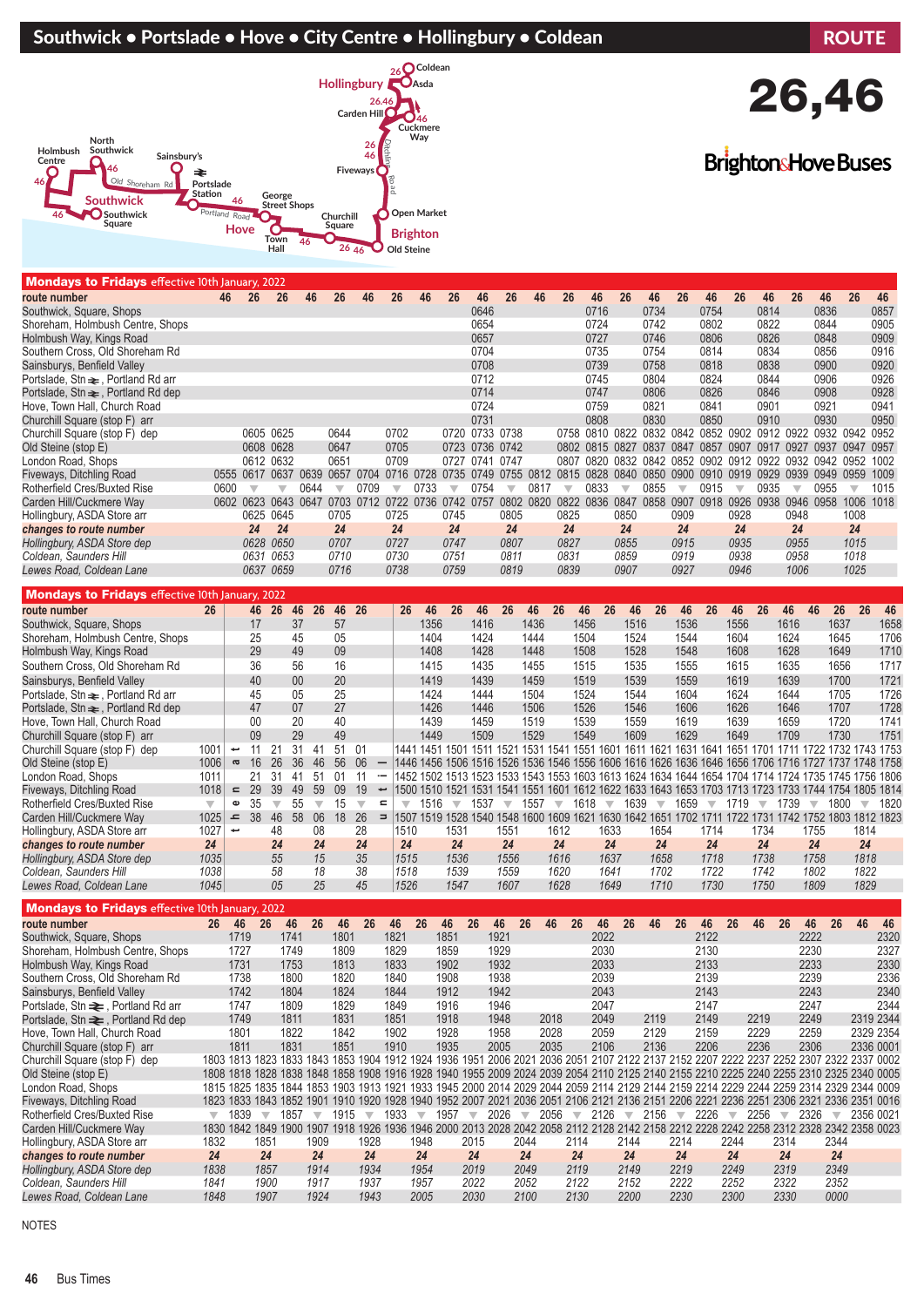# Southwick • Portslade • Hove • City Centre • Hollingbury • Coldean

**ROUTE 26,46**

Brighton & Hove Buses

## Mondays to Fridays effective 10th January, 2022

| route number | 46 | 26 | 26 | 46 | 26 | 46 | 26 | 46 | 26 | 46 | 26 | 46 | 26 | 46 | 26 | 46 | 26 | 46 | 26 | 46 | 26 | 46 | 26 | 46 |
|---|---|---|---|---|---|---|---|---|---|---|---|---|---|---|---|---|---|---|---|---|---|---|---|---|
| Southwick, Square, Shops | | | | | | | | | | 0646 | | | | 0716 | | 0734 | | 0754 | | 0814 | | 0836 | | 0857 |
| Shoreham, Holmbush Centre, Shops | | | | | | | | | | 0654 | | | | 0724 | | 0742 | | 0802 | | 0822 | | 0844 | | 0905 |
| Holmbush Way, Kings Road | | | | | | | | | | 0657 | | | | 0727 | | 0746 | | 0806 | | 0826 | | 0848 | | 0909 |
| Southern Cross, Old Shoreham Rd | | | | | | | | | | 0704 | | | | 0735 | | 0754 | | 0814 | | 0834 | | 0856 | | 0916 |
| Sainsburys, Benfield Valley | | | | | | | | | | 0708 | | | | 0739 | | 0758 | | 0818 | | 0838 | | 0900 | | 0920 |
| Portslade, Stn, Portland Rd arr | | | | | | | | | | 0712 | | | | 0745 | | 0804 | | 0824 | | 0844 | | 0906 | | 0926 |
| Portslade, Stn, Portland Rd dep | | | | | | | | | | 0714 | | | | 0747 | | 0806 | | 0826 | | 0846 | | 0908 | | 0928 |
| Hove, Town Hall, Church Road | | | | | | | | | | 0724 | | | | 0759 | | 0821 | | 0841 | | 0901 | | 0921 | | 0941 |
| Churchill Square (stop F) arr | | | | | | | | | | 0731 | | | | 0808 | | 0830 | | 0850 | | 0910 | | 0930 | | 0950 |
| Churchill Square (stop F) dep | | 0605 | 0625 | | 0644 | | 0702 | | 0720 | 0733 | 0738 | | 0758 | 0810 | 0822 | 0832 | 0842 | 0852 | 0902 | 0912 | 0922 | 0932 | 0942 | 0952 |
| Old Steine (stop E) | | 0608 | 0628 | | 0647 | | 0705 | | 0723 | 0736 | 0742 | | 0802 | 0815 | 0827 | 0837 | 0847 | 0857 | 0907 | 0917 | 0927 | 0937 | 0947 | 0957 |
| London Road, Shops | | 0612 | 0632 | | 0651 | | 0709 | | 0727 | 0741 | 0747 | | 0807 | 0820 | 0832 | 0842 | 0852 | 0902 | 0912 | 0922 | 0932 | 0942 | 0952 | 1002 |
| Fiveways, Ditchling Road | 0555 | 0617 | 0637 | 0639 | 0657 | 0704 | 0716 | 0728 | 0735 | 0749 | 0755 | 0812 | 0815 | 0828 | 0840 | 0850 | 0900 | 0910 | 0919 | 0929 | 0939 | 0949 | 0959 | 1009 |
| Rotherfield Cres/Buxted Rise | 0600 | ▼ | ▼ | 0644 | ▼ | 0709 | ▼ | 0733 | ▼ | 0754 | ▼ | 0817 | ▼ | 0833 | ▼ | 0855 | ▼ | 0915 | ▼ | 0935 | ▼ | 0955 | ▼ | 1015 |
| Carden Hill/Cuckmere Way | 0602 | 0623 | 0643 | 0647 | 0703 | 0712 | 0722 | 0736 | 0742 | 0757 | 0802 | 0820 | 0822 | 0836 | 0847 | 0858 | 0907 | 0918 | 0926 | 0938 | 0946 | 0958 | 1006 | 1018 |
| Hollingbury, ASDA Store arr | | 0625 | 0645 | | 0705 | | 0725 | | 0745 | | 0805 | | 0825 | | 0850 | | 0909 | | 0928 | | 0948 | | 1008 | |
| *changes to route number* | | *24* | *24* | | *24* | | *24* | | *24* | | *24* | | *24* | | *24* | | *24* | | *24* | | *24* | | *24* | |
| *Hollingbury, ASDA Store dep* | | *0628* | *0650* | | *0707* | | *0727* | | *0747* | | *0807* | | *0827* | | *0855* | | *0915* | | *0935* | | *0955* | | *1015* | |
| *Coldean, Saunders Hill* | | *0631* | *0653* | | *0710* | | *0730* | | *0751* | | *0811* | | *0831* | | *0859* | | *0919* | | *0938* | | *0958* | | *1018* | |
| *Lewes Road, Coldean Lane* | | *0637* | *0659* | | *0716* | | *0738* | | *0759* | | *0819* | | *0839* | | *0907* | | *0927* | | *0946* | | *1006* | | *1025* | |

## Mondays to Fridays effective 10th January, 2022

| route number | 26 | | 46 | 26 | 46 | 26 | 46 | 26 | | 26 | 46 | 26 | 46 | 26 | 46 | 26 | 46 | 26 | 46 | 26 | 46 | 26 | 46 | 26 | 46 | 26 | 46 | 26 | 46 |
|---|---|---|---|---|---|---|---|---|---|---|---|---|---|---|---|---|---|---|---|---|---|---|---|---|---|---|---|---|---|
| Southwick, Square, Shops | | | 17 | | 37 | | 57 | | | | 1356 | | 1416 | | 1436 | | 1456 | | 1516 | | 1536 | | 1556 | | 1616 | | 1637 | | 1658 |
| Shoreham, Holmbush Centre, Shops | | | 25 | | 45 | | 05 | | | | 1404 | | 1424 | | 1444 | | 1504 | | 1524 | | 1544 | | 1604 | | 1624 | | 1645 | | 1706 |
| Holmbush Way, Kings Road | | | 29 | | 49 | | 09 | | | | 1408 | | 1428 | | 1448 | | 1508 | | 1528 | | 1548 | | 1608 | | 1628 | | 1649 | | 1710 |
| Southern Cross, Old Shoreham Rd | | | 36 | | 56 | | 16 | | | | 1415 | | 1435 | | 1455 | | 1515 | | 1535 | | 1555 | | 1615 | | 1635 | | 1656 | | 1717 |
| Sainsburys, Benfield Valley | | | 40 | | 00 | | 20 | | | | 1419 | | 1439 | | 1459 | | 1519 | | 1539 | | 1559 | | 1619 | | 1639 | | 1700 | | 1721 |
| Portslade, Stn, Portland Rd arr | | | 45 | | 05 | | 25 | | | | 1424 | | 1444 | | 1504 | | 1524 | | 1544 | | 1604 | | 1624 | | 1644 | | 1705 | | 1726 |
| Portslade, Stn, Portland Rd dep | | | 47 | | 07 | | 27 | | | | 1426 | | 1446 | | 1506 | | 1526 | | 1546 | | 1606 | | 1626 | | 1646 | | 1707 | | 1728 |
| Hove, Town Hall, Church Road | | | 00 | | 20 | | 40 | | | | 1439 | | 1459 | | 1519 | | 1539 | | 1559 | | 1619 | | 1639 | | 1659 | | 1720 | | 1741 |
| Churchill Square (stop F) arr | | | 09 | | 29 | | 49 | | | | 1449 | | 1509 | | 1529 | | 1549 | | 1609 | | 1629 | | 1649 | | 1709 | | 1730 | | 1751 |
| Churchill Square (stop F) dep | 1001 | then at these | 11 | 21 | 31 | 41 | 51 | 01 | until | 1441 | 1451 | 1501 | 1511 | 1521 | 1531 | 1541 | 1551 | 1601 | 1611 | 1621 | 1631 | 1641 | 1651 | 1701 | 1711 | 1722 | 1732 | 1743 | 1753 |
| Old Steine (stop E) | 1006 | minutes past | 16 | 26 | 36 | 46 | 56 | 06 | | 1446 | 1456 | 1506 | 1516 | 1526 | 1536 | 1546 | 1556 | 1606 | 1616 | 1626 | 1636 | 1646 | 1656 | 1706 | 1716 | 1727 | 1737 | 1748 | 1758 |
| London Road, Shops | 1011 | each hour | 21 | 31 | 41 | 51 | 01 | 11 | | 1452 | 1502 | 1513 | 1523 | 1533 | 1543 | 1553 | 1603 | 1613 | 1624 | 1634 | 1644 | 1654 | 1704 | 1714 | 1724 | 1735 | 1745 | 1756 | 1806 |
| Fiveways, Ditchling Road | 1018 | | 29 | 39 | 49 | 59 | 09 | 19 | | 1500 | 1510 | 1521 | 1531 | 1541 | 1551 | 1601 | 1612 | 1622 | 1633 | 1643 | 1653 | 1703 | 1713 | 1723 | 1733 | 1744 | 1754 | 1805 | 1814 |
| Rotherfield Cres/Buxted Rise | ▼ | | 35 | ▼ | 55 | ▼ | 15 | ▼ | | ▼ | 1516 | ▼ | 1537 | ▼ | 1557 | ▼ | 1618 | ▼ | 1639 | ▼ | 1659 | ▼ | 1719 | ▼ | 1739 | ▼ | 1800 | ▼ | 1820 |
| Carden Hill/Cuckmere Way | 1025 | | 38 | 46 | 58 | 06 | 18 | 26 | | 1507 | 1519 | 1528 | 1540 | 1548 | 1600 | 1609 | 1621 | 1630 | 1642 | 1651 | 1702 | 1711 | 1722 | 1731 | 1742 | 1752 | 1803 | 1812 | 1823 |
| Hollingbury, ASDA Store arr | 1027 | | | 48 | | 08 | | 28 | | 1510 | | 1531 | | 1551 | | 1612 | | 1633 | | 1654 | | 1714 | | 1734 | | 1755 | | 1814 | |
| *changes to route number* | *24* | | | *24* | | *24* | | *24* | | *24* | | *24* | | *24* | | *24* | | *24* | | *24* | | *24* | | *24* | | *24* | | *24* | |
| *Hollingbury, ASDA Store dep* | *1035* | | | *55* | | *15* | | *35* | | *1515* | | *1536* | | *1556* | | *1616* | | *1637* | | *1658* | | *1718* | | *1738* | | *1758* | | *1818* | |
| *Coldean, Saunders Hill* | *1038* | | | *58* | | *18* | | *38* | | *1518* | | *1539* | | *1559* | | *1620* | | *1641* | | *1702* | | *1722* | | *1742* | | *1802* | | *1822* | |
| *Lewes Road, Coldean Lane* | *1045* | | | *05* | | *25* | | *45* | | *1526* | | *1547* | | *1607* | | *1628* | | *1649* | | *1710* | | *1730* | | *1750* | | *1809* | | *1829* | |

## Mondays to Fridays effective 10th January, 2022

| route number | 26 | 46 | 26 | 46 | 26 | 46 | 26 | 46 | 26 | 46 | 26 | 46 | 26 | 46 | 26 | 46 | 26 | 46 | 26 | 46 | 26 | 46 | 26 | 46 | 26 | 46 | 46 |
|---|---|---|---|---|---|---|---|---|---|---|---|---|---|---|---|---|---|---|---|---|---|---|---|---|---|---|---|
| Southwick, Square, Shops | | 1719 | | 1741 | | 1801 | | 1821 | | 1851 | | 1921 | | | | 2022 | | | | 2122 | | | | 2222 | | | 2320 |
| Shoreham, Holmbush Centre, Shops | | 1727 | | 1749 | | 1809 | | 1829 | | 1859 | | 1929 | | | | 2030 | | | | 2130 | | | | 2230 | | | 2327 |
| Holmbush Way, Kings Road | | 1731 | | 1753 | | 1813 | | 1833 | | 1902 | | 1932 | | | | 2033 | | | | 2133 | | | | 2233 | | | 2330 |
| Southern Cross, Old Shoreham Rd | | 1738 | | 1800 | | 1820 | | 1840 | | 1908 | | 1938 | | | | 2039 | | | | 2139 | | | | 2239 | | | 2336 |
| Sainsburys, Benfield Valley | | 1742 | | 1804 | | 1824 | | 1844 | | 1912 | | 1942 | | | | 2043 | | | | 2143 | | | | 2243 | | | 2340 |
| Portslade, Stn, Portland Rd arr | | 1747 | | 1809 | | 1829 | | 1849 | | 1916 | | 1946 | | | | 2047 | | | | 2147 | | | | 2247 | | | 2344 |
| Portslade, Stn, Portland Rd dep | | 1749 | | 1811 | | 1831 | | 1851 | | 1918 | | 1948 | | 2018 | | 2049 | | 2119 | | 2149 | | 2219 | | 2249 | | 2319 | 2344 |
| Hove, Town Hall, Church Road | | 1801 | | 1822 | | 1842 | | 1902 | | 1928 | | 1958 | | 2028 | | 2059 | | 2129 | | 2159 | | 2229 | | 2259 | | 2329 | 2354 |
| Churchill Square (stop F) arr | | 1811 | | 1831 | | 1851 | | 1910 | | 1935 | | 2005 | | 2035 | | 2106 | | 2136 | | 2206 | | 2236 | | 2306 | | 2336 | 0001 |
| Churchill Square (stop F) dep | 1803 | 1813 | 1823 | 1833 | 1843 | 1853 | 1904 | 1912 | 1924 | 1936 | 1951 | 2006 | 2021 | 2036 | 2051 | 2107 | 2122 | 2137 | 2152 | 2207 | 2222 | 2237 | 2252 | 2307 | 2322 | 2337 | 0002 |
| Old Steine (stop E) | 1808 | 1818 | 1828 | 1838 | 1848 | 1858 | 1908 | 1916 | 1928 | 1940 | 1955 | 2009 | 2024 | 2039 | 2054 | 2110 | 2125 | 2140 | 2155 | 2210 | 2225 | 2240 | 2255 | 2310 | 2325 | 2340 | 0005 |
| London Road, Shops | 1815 | 1825 | 1835 | 1844 | 1853 | 1903 | 1913 | 1921 | 1933 | 1945 | 2000 | 2014 | 2029 | 2044 | 2059 | 2114 | 2129 | 2144 | 2159 | 2214 | 2229 | 2244 | 2259 | 2314 | 2329 | 2344 | 0009 |
| Fiveways, Ditchling Road | 1823 | 1833 | 1843 | 1852 | 1901 | 1910 | 1920 | 1928 | 1940 | 1952 | 2007 | 2021 | 2036 | 2051 | 2106 | 2121 | 2136 | 2151 | 2206 | 2221 | 2236 | 2251 | 2306 | 2321 | 2336 | 2351 | 0016 |
| Rotherfield Cres/Buxted Rise | ▼ | 1839 | ▼ | 1857 | ▼ | 1915 | ▼ | 1933 | ▼ | 1957 | ▼ | 2026 | ▼ | 2056 | ▼ | 2126 | ▼ | 2156 | ▼ | 2226 | ▼ | 2256 | ▼ | 2326 | ▼ | 2356 | 0021 |
| Carden Hill/Cuckmere Way | 1830 | 1842 | 1849 | 1900 | 1907 | 1918 | 1926 | 1936 | 1946 | 2000 | 2013 | 2028 | 2042 | 2058 | 2112 | 2128 | 2142 | 2158 | 2212 | 2228 | 2242 | 2258 | 2312 | 2328 | 2342 | 2358 | 0023 |
| Hollingbury, ASDA Store arr | 1832 | | 1851 | | 1909 | | 1928 | | 1948 | | 2015 | | 2044 | | 2114 | | 2144 | | 2214 | | 2244 | | 2314 | | 2344 | | |
| *changes to route number* | *24* | | *24* | | *24* | | *24* | | *24* | | *24* | | *24* | | *24* | | *24* | | *24* | | *24* | | *24* | | *24* | | |
| *Hollingbury, ASDA Store dep* | *1838* | | *1857* | | *1914* | | *1934* | | *1954* | | *2019* | | *2049* | | *2119* | | *2149* | | *2219* | | *2249* | | *2319* | | *2349* | | |
| *Coldean, Saunders Hill* | *1841* | | *1900* | | *1917* | | *1937* | | *1957* | | *2022* | | *2052* | | *2122* | | *2152* | | *2222* | | *2252* | | *2322* | | *2352* | | |
| *Lewes Road, Coldean Lane* | *1848* | | *1907* | | *1924* | | *1943* | | *2005* | | *2030* | | *2100* | | *2130* | | *2200* | | *2230* | | *2300* | | *2330* | | *0000* | | |

NOTES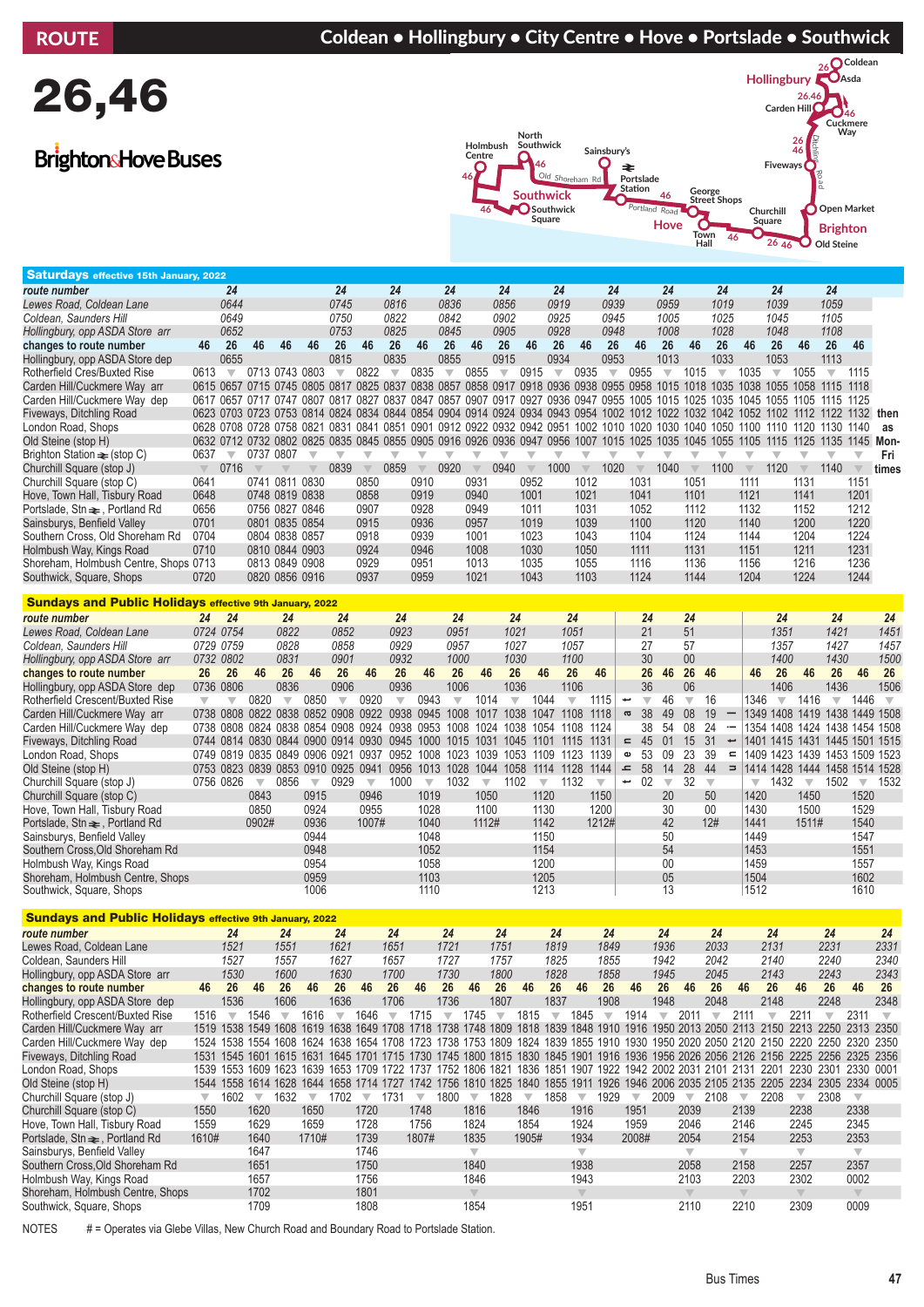# ROUTE 26,46

## Coldean • Hollingbury • City Centre • Hove • Portslade • Southwick

**Brighton & Hove Buses**

### Saturdays effective 15th January, 2022

| route number | | 24 | | | | 24 | | 24 | | 24 | | 24 | | 24 | | 24 | | 24 | | 24 | | 24 | | 24 | |
|---|---|---|---|---|---|---|---|---|---|---|---|---|---|---|---|---|---|---|---|---|---|---|---|---|---|
| *Lewes Road, Coldean Lane* | | 0644 | | | | 0745 | | 0816 | | 0836 | | 0856 | | 0919 | | 0939 | | 0959 | | 1019 | | 1039 | | 1059 | |
| *Coldean, Saunders Hill* | | 0649 | | | | 0750 | | 0822 | | 0842 | | 0902 | | 0925 | | 0945 | | 1005 | | 1025 | | 1045 | | 1105 | |
| *Hollingbury, opp ASDA Store arr* | | 0652 | | | | 0753 | | 0825 | | 0845 | | 0905 | | 0928 | | 0948 | | 1008 | | 1028 | | 1048 | | 1108 | |
| **changes to route number** | **46** | **26** | **46** | **46** | **46** | **26** | **46** | **26** | **46** | **26** | **46** | **26** | **46** | **26** | **46** | **26** | **46** | **26** | **46** | **26** | **46** | **26** | **46** | **26** | **46** |
| Hollingbury, opp ASDA Store dep | | 0655 | | | | 0815 | | 0835 | | 0855 | | 0915 | | 0934 | | 0953 | | 1013 | | 1033 | | 1053 | | 1113 | |
| Rotherfield Cres/Busted Rise | 0613 | ▼ | 0713 | 0743 | 0803 | ▼ | 0822 | ▼ | 0835 | ▼ | 0855 | ▼ | 0915 | ▼ | 0935 | ▼ | 0955 | ▼ | 1015 | ▼ | 1035 | ▼ | 1055 | ▼ | 1115 |
| Carden Hill/Cuckmere Way arr | 0615 | 0657 | 0715 | 0745 | 0805 | 0817 | 0825 | 0837 | 0838 | 0857 | 0858 | 0917 | 0918 | 0936 | 0938 | 0955 | 0958 | 1015 | 1018 | 1035 | 1038 | 1055 | 1058 | 1115 | 1118 |
| Carden Hill/Cuckmere Way dep | 0617 | 0657 | 0717 | 0747 | 0807 | 0817 | 0827 | 0837 | 0847 | 0857 | 0907 | 0917 | 0927 | 0936 | 0947 | 0955 | 1005 | 1015 | 1025 | 1035 | 1045 | 1055 | 1105 | 1115 | 1125 |
| Fiveways, Ditchling Road | 0623 | 0703 | 0723 | 0753 | 0814 | 0824 | 0834 | 0844 | 0854 | 0904 | 0914 | 0924 | 0934 | 0943 | 0954 | 1002 | 1012 | 1022 | 1032 | 1042 | 1052 | 1102 | 1112 | 1122 | 1132 |
| London Road, Shops | 0628 | 0708 | 0728 | 0758 | 0821 | 0831 | 0841 | 0851 | 0901 | 0912 | 0922 | 0932 | 0942 | 0951 | 1002 | 1010 | 1020 | 1030 | 1040 | 1050 | 1100 | 1110 | 1120 | 1130 | 1140 |
| Old Steine (stop H) | 0632 | 0712 | 0732 | 0802 | 0825 | 0835 | 0845 | 0855 | 0905 | 0916 | 0926 | 0936 | 0947 | 0956 | 1007 | 1015 | 1025 | 1035 | 1045 | 1055 | 1105 | 1115 | 1125 | 1135 | 1145 |
| Brighton Station ⇌ (stop C) | 0637 | ▼ | 0737 | 0807 | ▼ | ▼ | ▼ | ▼ | ▼ | ▼ | ▼ | ▼ | ▼ | ▼ | ▼ | ▼ | ▼ | ▼ | ▼ | ▼ | ▼ | ▼ | ▼ | ▼ | ▼ |
| Churchill Square (stop J) | ▼ | 0716 | ▼ | ▼ | ▼ | 0839 | ▼ | 0859 | ▼ | 0920 | ▼ | 0940 | ▼ | 1000 | ▼ | 1020 | ▼ | 1040 | ▼ | 1100 | ▼ | 1120 | ▼ | 1140 | ▼ |
| Churchill Square (stop C) | 0641 | | 0741 | 0811 | 0830 | | 0850 | | 0910 | | 0931 | | 0952 | | 1012 | | 1031 | | 1051 | | 1111 | | 1131 | | 1151 |
| Hove, Town Hall, Tisbury Road | 0648 | | 0748 | 0819 | 0838 | | 0858 | | 0919 | | 0940 | | 1001 | | 1021 | | 1041 | | 1101 | | 1121 | | 1141 | | 1201 |
| Portslade, Stn ⇌, Portland Rd | 0656 | | 0756 | 0827 | 0846 | | 0907 | | 0928 | | 0949 | | 1011 | | 1031 | | 1052 | | 1112 | | 1132 | | 1152 | | 1212 |
| Sainsburys, Benfield Valley | 0701 | | 0801 | 0835 | 0854 | | 0915 | | 0936 | | 0957 | | 1019 | | 1039 | | 1100 | | 1120 | | 1140 | | 1200 | | 1220 |
| Southern Cross, Old Shoreham Rd | 0704 | | 0804 | 0838 | 0857 | | 0918 | | 0939 | | 1001 | | 1023 | | 1043 | | 1104 | | 1124 | | 1144 | | 1204 | | 1224 |
| Holmbush Way, Kings Road | 0710 | | 0810 | 0844 | 0903 | | 0924 | | 0946 | | 1008 | | 1030 | | 1050 | | 1111 | | 1131 | | 1151 | | 1211 | | 1231 |
| Shoreham, Holmbush Centre, Shops | 0713 | | 0813 | 0849 | 0908 | | 0929 | | 0951 | | 1013 | | 1035 | | 1055 | | 1116 | | 1136 | | 1156 | | 1216 | | 1236 |
| Southwick, Square, Shops | 0720 | | 0820 | 0856 | 0916 | | 0937 | | 0959 | | 1021 | | 1043 | | 1103 | | 1124 | | 1144 | | 1204 | | 1224 | | 1244 |

**then as Mon-Fri times**

### Sundays and Public Holidays effective 9th January, 2022

| route number | 24 | 24 | | 24 | | 24 | | 24 | | 24 | | 24 | | 24 | | then every hour at | 24 | | 24 | | until | | 24 | | 24 | | 24 |
|---|---|---|---|---|---|---|---|---|---|---|---|---|---|---|---|---|---|---|---|---|---|---|---|---|---|---|---|
| *Lewes Road, Coldean Lane* | 0724 | 0754 | | 0822 | | 0852 | | 0923 | | 0951 | | 1021 | | 1051 | | | 21 | | 51 | | | | 1351 | | 1421 | | 1451 |
| *Coldean, Saunders Hill* | 0729 | 0759 | | 0828 | | 0858 | | 0929 | | 0957 | | 1027 | | 1057 | | | 27 | | 57 | | | | 1357 | | 1427 | | 1457 |
| *Hollingbury, opp ASDA Store arr* | 0732 | 0802 | | 0831 | | 0901 | | 0932 | | 1000 | | 1030 | | 1100 | | | 30 | | 00 | | | | 1400 | | 1430 | | 1500 |
| **changes to route number** | **26** | **26** | **46** | **26** | **46** | **26** | **46** | **26** | **46** | **26** | **46** | **26** | **46** | **26** | **46** | | **26** | **46** | **26** | **46** | | **46** | **26** | **46** | **26** | **46** | **26** |
| Hollingbury, opp ASDA Store dep | 0736 | 0806 | | 0836 | | 0906 | | 0936 | | 1006 | | 1036 | | 1106 | | | 36 | | 06 | | | | 1406 | | 1436 | | 1506 |
| Rotherfield Crescent/Busted Rise | ▼ | ▼ | 0820 | ▼ | 0850 | ▼ | 0920 | ▼ | 0943 | ▼ | 1014 | ▼ | 1044 | ▼ | 1115 | | ▼ | 46 | ▼ | 16 | | 1346 | ▼ | 1416 | ▼ | 1446 | ▼ |
| Carden Hill/Cuckmere Way arr | 0738 | 0808 | 0822 | 0838 | 0852 | 0908 | 0922 | 0938 | 0945 | 1008 | 1017 | 1038 | 1047 | 1108 | 1118 | | 38 | 49 | 08 | 19 | | 1349 | 1408 | 1419 | 1438 | 1449 | 1508 |
| Carden Hill/Cuckmere Way dep | 0738 | 0808 | 0824 | 0838 | 0854 | 0908 | 0924 | 0938 | 0953 | 1008 | 1024 | 1038 | 1054 | 1108 | 1124 | | 38 | 54 | 08 | 24 | | 1354 | 1408 | 1424 | 1438 | 1454 | 1508 |
| Fiveways, Ditchling Road | 0744 | 0814 | 0830 | 0844 | 0900 | 0914 | 0930 | 0945 | 1000 | 1015 | 1031 | 1045 | 1101 | 1115 | 1131 | | 45 | 01 | 15 | 31 | | 1401 | 1415 | 1431 | 1445 | 1501 | 1515 |
| London Road, Shops | 0749 | 0819 | 0835 | 0849 | 0906 | 0921 | 0937 | 0952 | 1008 | 1023 | 1039 | 1053 | 1109 | 1123 | 1139 | | 53 | 09 | 23 | 39 | | 1409 | 1423 | 1439 | 1453 | 1509 | 1523 |
| Old Steine (stop H) | 0753 | 0823 | 0839 | 0853 | 0910 | 0925 | 0941 | 0956 | 1013 | 1028 | 1044 | 1058 | 1114 | 1128 | 1144 | | 58 | 14 | 28 | 44 | | 1414 | 1428 | 1444 | 1458 | 1514 | 1528 |
| Churchill Square (stop J) | 0756 | 0826 | ▼ | 0856 | ▼ | 0929 | ▼ | 1000 | ▼ | 1032 | ▼ | 1102 | ▼ | 1132 | ▼ | | 02 | ▼ | 32 | ▼ | | ▼ | 1432 | ▼ | 1502 | ▼ | 1532 |
| Churchill Square (stop C) | | | 0843 | | 0915 | | 0946 | | 1019 | | 1050 | | 1120 | | 1150 | | | 20 | | 50 | | 1420 | | 1450 | | 1520 | |
| Hove, Town Hall, Tisbury Road | | | 0850 | | 0924 | | 0955 | | 1028 | | 1100 | | 1130 | | 1200 | | | 30 | | 00 | | 1430 | | 1500 | | 1529 | |
| Portslade, Stn ⇌, Portland Rd | | | 0902# | | 0936 | | 1007# | | 1040 | | 1112# | | 1142 | | 1212# | | | 42 | | 12# | | 1441 | | 1511# | | 1540 | |
| Sainsburys, Benfield Valley | | | | | 0944 | | | | 1048 | | | | 1150 | | | | | 50 | | | | 1449 | | | | 1547 | |
| Southern Cross, Old Shoreham Rd | | | | | 0948 | | | | 1052 | | | | 1154 | | | | | 54 | | | | 1453 | | | | 1551 | |
| Holmbush Way, Kings Road | | | | | 0954 | | | | 1058 | | | | 1200 | | | | | 00 | | | | 1459 | | | | 1557 | |
| Shoreham, Holmbush Centre, Shops | | | | | 0959 | | | | 1103 | | | | 1205 | | | | | 05 | | | | 1504 | | | | 1602 | |
| Southwick, Square, Shops | | | | | 1006 | | | | 1110 | | | | 1213 | | | | | 13 | | | | 1512 | | | | 1610 | |

### Sundays and Public Holidays effective 9th January, 2022

| route number | | 24 | | 24 | | 24 | | 24 | | 24 | | 24 | | 24 | | 24 | | 24 | | 24 | | 24 | | 24 | | 24 |
|---|---|---|---|---|---|---|---|---|---|---|---|---|---|---|---|---|---|---|---|---|---|---|---|---|---|---|
| *Lewes Road, Coldean Lane* | | 1521 | | 1551 | | 1621 | | 1651 | | 1721 | | 1751 | | 1819 | | 1849 | | 1936 | | 2033 | | 2131 | | 2231 | | 2331 |
| *Coldean, Saunders Hill* | | 1527 | | 1557 | | 1627 | | 1657 | | 1727 | | 1757 | | 1825 | | 1855 | | 1942 | | 2042 | | 2140 | | 2240 | | 2340 |
| *Hollingbury, opp ASDA Store arr* | | 1530 | | 1600 | | 1630 | | 1700 | | 1730 | | 1800 | | 1828 | | 1858 | | 1945 | | 2045 | | 2143 | | 2243 | | 2343 |
| **changes to route number** | **46** | **26** | **46** | **26** | **46** | **26** | **46** | **26** | **46** | **26** | **46** | **26** | **46** | **26** | **46** | **26** | **46** | **26** | **46** | **26** | **46** | **26** | **46** | **26** | **46** | **26** |
| Hollingbury, opp ASDA Store dep | | 1536 | | 1606 | | 1636 | | 1706 | | 1736 | | 1807 | | 1837 | | 1908 | | 1948 | | 2048 | | 2148 | | 2248 | | 2348 |
| Rotherfield Crescent/Busted Rise | 1516 | ▼ | 1546 | ▼ | 1616 | ▼ | 1646 | ▼ | 1715 | ▼ | 1745 | ▼ | 1815 | ▼ | 1845 | ▼ | 1914 | ▼ | 2011 | ▼ | 2111 | ▼ | 2211 | ▼ | 2311 | ▼ |
| Carden Hill/Cuckmere Way arr | 1519 | 1538 | 1549 | 1608 | 1619 | 1638 | 1649 | 1708 | 1718 | 1738 | 1748 | 1809 | 1818 | 1839 | 1848 | 1910 | 1916 | 1950 | 2013 | 2050 | 2113 | 2150 | 2213 | 2250 | 2313 | 2350 |
| Carden Hill/Cuckmere Way dep | 1524 | 1538 | 1554 | 1608 | 1624 | 1638 | 1654 | 1708 | 1723 | 1738 | 1753 | 1809 | 1824 | 1839 | 1855 | 1910 | 1930 | 1950 | 2020 | 2050 | 2120 | 2150 | 2220 | 2250 | 2320 | 2350 |
| Fiveways, Ditchling Road | 1531 | 1545 | 1601 | 1615 | 1631 | 1645 | 1701 | 1715 | 1730 | 1745 | 1800 | 1815 | 1830 | 1845 | 1901 | 1916 | 1936 | 1956 | 2026 | 2056 | 2126 | 2156 | 2225 | 2256 | 2325 | 2356 |
| London Road, Shops | 1539 | 1553 | 1609 | 1623 | 1639 | 1653 | 1709 | 1722 | 1737 | 1752 | 1806 | 1821 | 1836 | 1851 | 1907 | 1922 | 1942 | 2002 | 2031 | 2101 | 2131 | 2201 | 2230 | 2301 | 2330 | 0001 |
| Old Steine (stop H) | 1544 | 1558 | 1614 | 1628 | 1644 | 1658 | 1714 | 1727 | 1742 | 1756 | 1810 | 1825 | 1840 | 1855 | 1911 | 1926 | 1946 | 2006 | 2035 | 2105 | 2135 | 2205 | 2234 | 2305 | 2334 | 0005 |
| Churchill Square (stop J) | ▼ | 1602 | ▼ | 1632 | ▼ | 1702 | ▼ | 1731 | ▼ | 1800 | ▼ | 1828 | ▼ | 1858 | ▼ | 1929 | ▼ | 2009 | ▼ | 2108 | ▼ | 2208 | ▼ | 2308 | ▼ | ▼ |
| Churchill Square (stop C) | 1550 | | 1620 | | 1650 | | 1720 | | 1748 | | 1816 | | 1846 | | 1916 | | 1951 | | 2039 | | 2139 | | 2238 | | 2338 | |
| Hove, Town Hall, Tisbury Road | 1559 | | 1629 | | 1659 | | 1728 | | 1756 | | 1824 | | 1854 | | 1924 | | 1959 | | 2046 | | 2146 | | 2245 | | 2345 | |
| Portslade, Stn ⇌, Portland Rd | 1610# | | 1640 | | 1710# | | 1739 | | 1807# | | 1835 | | 1905# | | 1934 | | 2008# | | 2054 | | 2154 | | 2253 | | 2353 | |
| Sainsburys, Benfield Valley | | | 1647 | | | | 1746 | | | | ▼ | | | | ▼ | | | | ▼ | | ▼ | | ▼ | | ▼ | |
| Southern Cross, Old Shoreham Rd | | | 1651 | | | | 1750 | | | | 1840 | | | | 1938 | | | | 2058 | | 2158 | | 2257 | | 2357 | |
| Holmbush Way, Kings Road | | | 1657 | | | | 1756 | | | | 1846 | | | | 1943 | | | | 2103 | | 2203 | | 2302 | | 0002 | |
| Shoreham, Holmbush Centre, Shops | | | 1702 | | | | 1801 | | | | ▼ | | | | ▼ | | | | ▼ | | ▼ | | ▼ | | ▼ | |
| Southwick, Square, Shops | | | 1709 | | | | 1808 | | | | 1854 | | | | 1951 | | | | 2110 | | 2210 | | 2309 | | 0009 | |

NOTES # = Operates via Glebe Villas, New Church Road and Boundary Road to Portslade Station.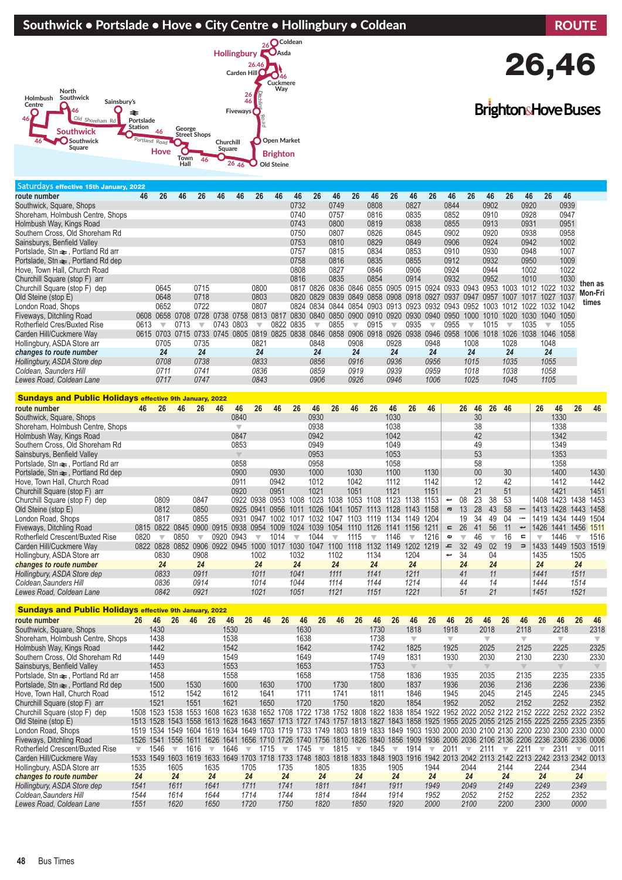# Southwick • Portslade • Hove • City Centre • Hollingbury • Coldean

**ROUTE 26,46**

**Brighton&Hove Buses**

Hollingbury
Coldean
Asda
Carden Hill
Cuckmere Way
Ditchling Road
Fiveways
Open Market
Brighton
Old Steine
Churchill Square
Town Hall
Hove
George Street Shops
Portland Road
Portslade Station
Sainsbury's
Old Shoreham Rd
North Southwick
Holmbush Centre
Southwick
Southwick Square

## Saturdays effective 15th January, 2022

| route number | 46 | 26 | 46 | 26 | 46 | 46 | 26 | 46 | 46 | 26 | 46 | 26 | 46 | 26 | 46 | 26 | 46 | 26 | 46 | 26 | 46 | 26 | 46 | |
|---|---|---|---|---|---|---|---|---|---|---|---|---|---|---|---|---|---|---|---|---|---|---|---|---|
| Southwick, Square, Shops | | | | | | | | | 0732 | | 0749 | | 0808 | | 0827 | | 0844 | | 0902 | | 0920 | | 0939 | then as Mon-Fri times |
| Shoreham, Holmbush Centre, Shops | | | | | | | | | 0740 | | 0757 | | 0816 | | 0835 | | 0852 | | 0910 | | 0928 | | 0947 | |
| Holmbush Way, Kings Road | | | | | | | | | 0743 | | 0800 | | 0819 | | 0838 | | 0855 | | 0913 | | 0931 | | 0951 | |
| Southern Cross, Old Shoreham Rd | | | | | | | | | 0750 | | 0807 | | 0826 | | 0845 | | 0902 | | 0920 | | 0938 | | 0958 | |
| Sainsburys, Benfield Valley | | | | | | | | | 0753 | | 0810 | | 0829 | | 0849 | | 0906 | | 0924 | | 0942 | | 1002 | |
| Portslade, Stn ⇌, Portland Rd arr | | | | | | | | | 0757 | | 0815 | | 0834 | | 0853 | | 0910 | | 0930 | | 0948 | | 1007 | |
| Portslade, Stn ⇌, Portland Rd dep | | | | | | | | | 0758 | | 0816 | | 0835 | | 0855 | | 0912 | | 0932 | | 0950 | | 1009 | |
| Hove, Town Hall, Church Road | | | | | | | | | 0808 | | 0827 | | 0846 | | 0906 | | 0924 | | 0944 | | 1002 | | 1022 | |
| Churchill Square (stop F) arr | | | | | | | | | 0816 | | 0835 | | 0854 | | 0914 | | 0932 | | 0952 | | 1010 | | 1030 | |
| Churchill Square (stop F) dep | | 0645 | | 0715 | | | 0800 | | 0817 | 0826 | 0836 | 0846 | 0855 | 0905 | 0915 | 0924 | 0933 | 0943 | 0953 | 1003 | 1012 | 1022 | 1032 | |
| Old Steine (stop E) | | 0648 | | 0718 | | | 0803 | | 0820 | 0829 | 0839 | 0849 | 0858 | 0908 | 0918 | 0927 | 0937 | 0947 | 0957 | 1007 | 1017 | 1027 | 1037 | |
| London Road, Shops | | 0652 | | 0722 | | | 0807 | | 0824 | 0834 | 0844 | 0854 | 0903 | 0913 | 0923 | 0932 | 0943 | 0952 | 1003 | 1012 | 1022 | 1032 | 1042 | |
| Fiveways, Ditchling Road | 0608 | 0658 | 0708 | 0728 | 0738 | 0758 | 0813 | 0817 | 0830 | 0840 | 0850 | 0900 | 0910 | 0920 | 0930 | 0940 | 0950 | 1000 | 1010 | 1020 | 1030 | 1040 | 1050 | |
| Rotherfield Cres/Buxted Rise | 0613 | ▼ | 0713 | ▼ | 0743 | 0803 | ▼ | 0822 | 0835 | ▼ | 0855 | ▼ | 0915 | ▼ | 0935 | ▼ | 0955 | ▼ | 1015 | ▼ | 1035 | ▼ | 1055 | |
| Carden Hill/Cuckmere Way | 0615 | 0703 | 0715 | 0733 | 0745 | 0805 | 0819 | 0825 | 0838 | 0846 | 0858 | 0906 | 0918 | 0926 | 0938 | 0946 | 0958 | 1006 | 1018 | 1026 | 1038 | 1046 | 1058 | |
| Hollingbury, ASDA Store arr | | 0705 | | 0735 | | | 0821 | | | 0848 | | 0908 | | 0928 | | 0948 | | 1008 | | 1028 | | 1048 | | |
| ***changes to route number*** | | ***24*** | | ***24*** | | | ***24*** | | | ***24*** | | ***24*** | | ***24*** | | ***24*** | | ***24*** | | ***24*** | | ***24*** | | |
| *Hollingbury, ASDA Store dep* | | *0708* | | *0738* | | | *0833* | | | *0856* | | *0916* | | *0936* | | *0956* | | *1015* | | *1035* | | *1055* | | |
| *Coldean, Saunders Hill* | | *0711* | | *0741* | | | *0836* | | | *0859* | | *0919* | | *0939* | | *0959* | | *1018* | | *1038* | | *1058* | | |
| *Lewes Road, Coldean Lane* | | *0717* | | *0747* | | | *0843* | | | *0906* | | *0926* | | *0946* | | *1006* | | *1025* | | *1045* | | *1105* | | |

## Sundays and Public Holidays effective 9th January, 2022

| route number | 46 | 26 | 46 | 26 | 46 | 46 | 26 | 46 | 26 | 46 | 26 | 46 | 26 | 46 | 26 | 46 | | 26 | 46 | 26 | 46 | | 26 | 46 | 26 | 46 |
|---|---|---|---|---|---|---|---|---|---|---|---|---|---|---|---|---|---|---|---|---|---|---|---|---|---|---|
| Southwick, Square, Shops | | | | | | 0840 | | | | 0930 | | | | 1030 | | | then at these minutes past each hour until | | 30 | | | | | 1330 | | |
| Shoreham, Holmbush Centre, Shops | | | | | | ▼ | | | | 0938 | | | | 1038 | | | | | 38 | | | | | 1338 | | |
| Holmbush Way, Kings Road | | | | | | 0847 | | | | 0942 | | | | 1042 | | | | | 42 | | | | | 1342 | | |
| Southern Cross, Old Shoreham Rd | | | | | | 0853 | | | | 0949 | | | | 1049 | | | | | 49 | | | | | 1349 | | |
| Sainsburys, Benfield Valley | | | | | | ▼ | | | | 0953 | | | | 1053 | | | | | 53 | | | | | 1353 | | |
| Portslade, Stn ⇌, Portland Rd arr | | | | | | 0858 | | | | 0958 | | | | 1058 | | | | | 58 | | | | | 1358 | | |
| Portslade, Stn ⇌, Portland Rd dep | | | | | | 0900 | | 0930 | | 1000 | | 1030 | | 1100 | | 1130 | | | 00 | | 30 | | | 1400 | | 1430 |
| Hove, Town Hall, Church Road | | | | | | 0911 | | 0942 | | 1012 | | 1042 | | 1112 | | 1142 | | | 12 | | 42 | | | 1412 | | 1442 |
| Churchill Square (stop F) arr | | | | | | 0920 | | 0951 | | 1021 | | 1051 | | 1121 | | 1151 | | | 21 | | 51 | | | 1421 | | 1451 |
| Churchill Square (stop F) dep | | 0809 | | 0847 | | 0922 | 0938 | 0953 | 1008 | 1023 | 1038 | 1053 | 1108 | 1123 | 1138 | 1153 | | 08 | 23 | 38 | 53 | | 1408 | 1423 | 1438 | 1453 |
| Old Steine (stop E) | | 0812 | | 0850 | | 0925 | 0941 | 0956 | 1011 | 1026 | 1041 | 1057 | 1113 | 1128 | 1143 | 1158 | | 13 | 28 | 43 | 58 | | 1413 | 1428 | 1443 | 1458 |
| London Road, Shops | | 0817 | | 0855 | | 0931 | 0947 | 1002 | 1017 | 1032 | 1047 | 1103 | 1119 | 1134 | 1149 | 1204 | | 19 | 34 | 49 | 04 | | 1419 | 1434 | 1449 | 1504 |
| Fiveways, Ditchling Road | 0815 | 0822 | 0845 | 0900 | 0915 | 0938 | 0954 | 1009 | 1024 | 1039 | 1054 | 1110 | 1126 | 1141 | 1156 | 1211 | | 26 | 41 | 56 | 11 | | 1426 | 1441 | 1456 | 1511 |
| Rotherfield Crescent/Buxted Rise | 0820 | ▼ | 0850 | ▼ | 0920 | 0943 | ▼ | 1014 | ▼ | 1044 | ▼ | 1115 | ▼ | 1146 | ▼ | 1216 | | ▼ | 46 | ▼ | 16 | | ▼ | 1446 | ▼ | 1516 |
| Carden Hill/Cuckmere Way | 0822 | 0828 | 0852 | 0906 | 0922 | 0945 | 1000 | 1017 | 1030 | 1047 | 1100 | 1118 | 1132 | 1149 | 1202 | 1219 | | 32 | 49 | 02 | 19 | | 1433 | 1449 | 1503 | 1519 |
| Hollingbury, ASDA Store arr | | 0830 | | 0908 | | | 1002 | | 1032 | | 1102 | | 1134 | | 1204 | | | 34 | | 04 | | | 1435 | | 1505 | |
| ***changes to route number*** | | ***24*** | | ***24*** | | | ***24*** | | ***24*** | | ***24*** | | ***24*** | | ***24*** | | | ***24*** | | ***24*** | | | ***24*** | | ***24*** | |
| *Hollingbury, ASDA Store dep* | | *0833* | | *0911* | | | *1011* | | *1041* | | *1111* | | *1141* | | *1211* | | | *41* | | *11* | | | *1441* | | *1511* | |
| *Coldean, Saunders Hill* | | *0836* | | *0914* | | | *1014* | | *1044* | | *1114* | | *1144* | | *1214* | | | *44* | | *14* | | | *1444* | | *1514* | |
| *Lewes Road, Coldean Lane* | | *0842* | | *0921* | | | *1021* | | *1051* | | *1121* | | *1151* | | *1221* | | | *51* | | *21* | | | *1451* | | *1521* | |

## Sundays and Public Holidays effective 9th January, 2022

| route number | 26 | 46 | 26 | 46 | 26 | 46 | 26 | 46 | 26 | 46 | 26 | 46 | 26 | 46 | 26 | 46 | 26 | 46 | 26 | 46 | 26 | 46 | 26 | 46 | 26 | 46 |
|---|---|---|---|---|---|---|---|---|---|---|---|---|---|---|---|---|---|---|---|---|---|---|---|---|---|---|
| Southwick, Square, Shops | | 1430 | | | | 1530 | | | | 1630 | | | | 1730 | | 1818 | | 1918 | | 2018 | | 2118 | | 2218 | | 2318 |
| Shoreham, Holmbush Centre, Shops | | 1438 | | | | 1538 | | | | 1638 | | | | 1738 | | ▼ | | ▼ | | ▼ | | ▼ | | ▼ | | ▼ |
| Holmbush Way, Kings Road | | 1442 | | | | 1542 | | | | 1642 | | | | 1742 | | 1825 | | 1925 | | 2025 | | 2125 | | 2225 | | 2325 |
| Southern Cross, Old Shoreham Rd | | 1449 | | | | 1549 | | | | 1649 | | | | 1749 | | 1831 | | 1930 | | 2030 | | 2130 | | 2230 | | 2330 |
| Sainsburys, Benfield Valley | | 1453 | | | | 1553 | | | | 1653 | | | | 1753 | | ▼ | | ▼ | | ▼ | | ▼ | | ▼ | | ▼ |
| Portslade, Stn ⇌, Portland Rd arr | | 1458 | | | | 1558 | | | | 1658 | | | | 1758 | | 1836 | | 1935 | | 2035 | | 2135 | | 2235 | | 2335 |
| Portslade, Stn ⇌, Portland Rd dep | | 1500 | | 1530 | | 1600 | | 1630 | | 1700 | | 1730 | | 1800 | | 1837 | | 1936 | | 2036 | | 2136 | | 2236 | | 2336 |
| Hove, Town Hall, Church Road | | 1512 | | 1542 | | 1612 | | 1641 | | 1711 | | 1741 | | 1811 | | 1846 | | 1945 | | 2045 | | 2145 | | 2245 | | 2345 |
| Churchill Square (stop F) arr | | 1521 | | 1551 | | 1621 | | 1650 | | 1720 | | 1750 | | 1820 | | 1854 | | 1952 | | 2052 | | 2152 | | 2252 | | 2352 |
| Churchill Square (stop F) dep | 1508 | 1523 | 1538 | 1553 | 1608 | 1623 | 1638 | 1652 | 1708 | 1722 | 1738 | 1752 | 1808 | 1822 | 1838 | 1854 | 1922 | 1952 | 2022 | 2052 | 2122 | 2152 | 2222 | 2252 | 2322 | 2352 |
| Old Steine (stop E) | 1513 | 1528 | 1543 | 1558 | 1613 | 1628 | 1643 | 1657 | 1713 | 1727 | 1743 | 1757 | 1813 | 1827 | 1843 | 1858 | 1925 | 1955 | 2025 | 2055 | 2125 | 2155 | 2225 | 2255 | 2325 | 2355 |
| London Road, Shops | 1519 | 1534 | 1549 | 1604 | 1619 | 1634 | 1649 | 1703 | 1719 | 1733 | 1749 | 1803 | 1819 | 1833 | 1849 | 1903 | 1930 | 2000 | 2030 | 2100 | 2130 | 2200 | 2230 | 2300 | 2330 | 0000 |
| Fiveways, Ditchling Road | 1526 | 1541 | 1556 | 1611 | 1626 | 1641 | 1656 | 1710 | 1726 | 1740 | 1756 | 1810 | 1826 | 1840 | 1856 | 1909 | 1936 | 2006 | 2036 | 2106 | 2136 | 2206 | 2236 | 2306 | 2336 | 0006 |
| Rotherfield Crescent/Buxted Rise | ▼ | 1546 | ▼ | 1616 | ▼ | 1646 | ▼ | 1715 | ▼ | 1745 | ▼ | 1815 | ▼ | 1845 | ▼ | 1914 | ▼ | 2011 | ▼ | 2111 | ▼ | 2211 | ▼ | 2311 | ▼ | 0011 |
| Carden Hill/Cuckmere Way | 1533 | 1549 | 1603 | 1619 | 1633 | 1649 | 1703 | 1718 | 1733 | 1748 | 1803 | 1818 | 1833 | 1848 | 1903 | 1916 | 1942 | 2013 | 2042 | 2113 | 2142 | 2213 | 2242 | 2313 | 2342 | 0013 |
| Hollingbury, ASDA Store arr | 1535 | | 1605 | | 1635 | | 1705 | | 1735 | | 1805 | | 1835 | | 1905 | | 1944 | | 2044 | | 2144 | | 2244 | | 2344 | |
| ***changes to route number*** | ***24*** | | ***24*** | | ***24*** | | ***24*** | | ***24*** | | ***24*** | | ***24*** | | ***24*** | | ***24*** | | ***24*** | | ***24*** | | ***24*** | | ***24*** | |
| *Hollingbury, ASDA Store dep* | *1541* | | *1611* | | *1641* | | *1711* | | *1741* | | *1811* | | *1841* | | *1911* | | *1949* | | *2049* | | *2149* | | *2249* | | *2349* | |
| *Coldean, Saunders Hill* | *1544* | | *1614* | | *1644* | | *1714* | | *1744* | | *1814* | | *1844* | | *1914* | | *1952* | | *2052* | | *2152* | | *2252* | | *2352* | |
| *Lewes Road, Coldean Lane* | *1551* | | *1620* | | *1650* | | *1720* | | *1750* | | *1820* | | *1850* | | *1920* | | *2000* | | *2100* | | *2200* | | *2300* | | *0000* | |